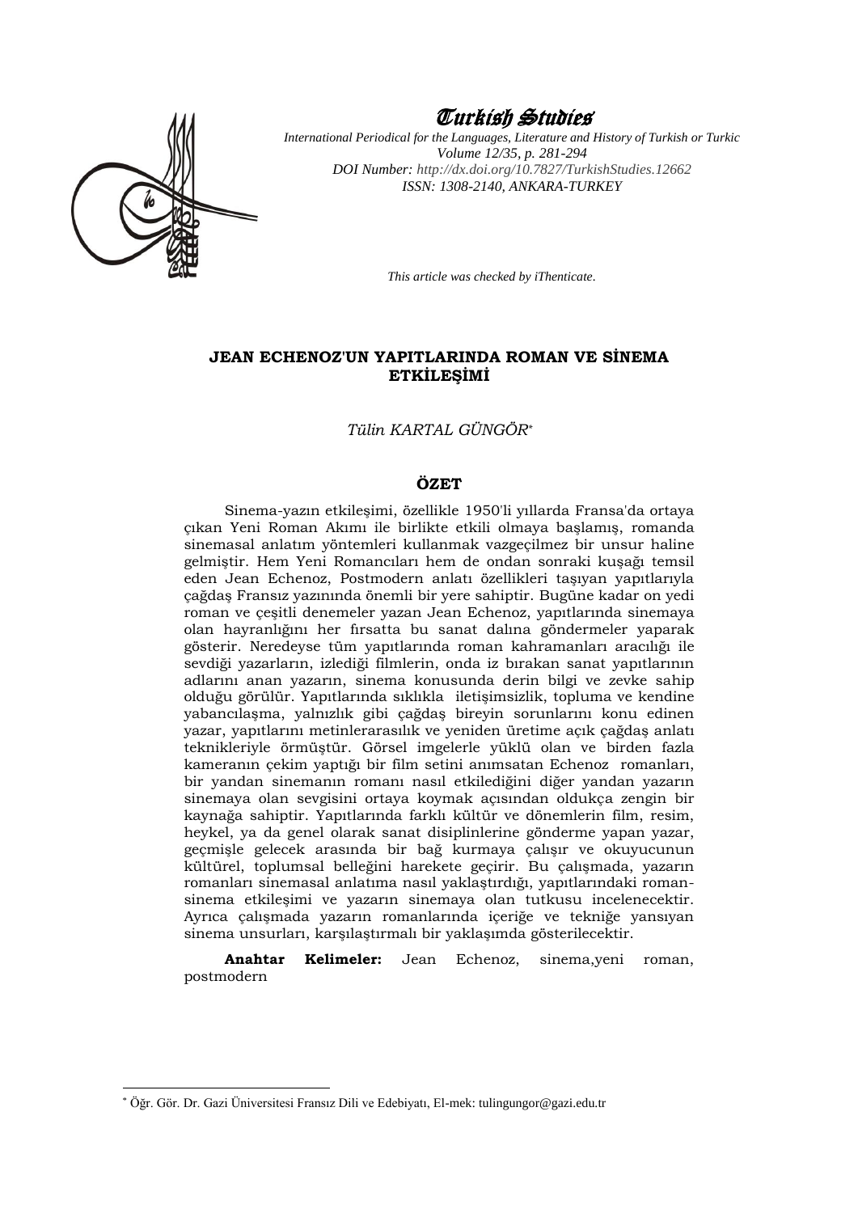# Turkish Studies

*International Periodical for the Languages, Literature and History of Turkish or Turkic*
*Volume 12/35, p. 281-294*
*DOI Number: http://dx.doi.org/10.7827/TurkishStudies.12662*
*ISSN: 1308-2140, ANKARA-TURKEY*

*This article was checked by iThenticate.*

## JEAN ECHENOZ'UN YAPITLARINDA ROMAN VE SİNEMA ETKİLEŞİMİ

*Tülin KARTAL GÜNGÖR*[*]

### ÖZET

Sinema-yazın etkileşimi, özellikle 1950'li yıllarda Fransa'da ortaya çıkan Yeni Roman Akımı ile birlikte etkili olmaya başlamış, romanda sinemasal anlatım yöntemleri kullanmak vazgeçilmez bir unsur haline gelmiştir. Hem Yeni Romancıları hem de ondan sonraki kuşağı temsil eden Jean Echenoz, Postmodern anlatı özellikleri taşıyan yapıtlarıyla çağdaş Fransız yazınında önemli bir yere sahiptir. Bugüne kadar on yedi roman ve çeşitli denemeler yazan Jean Echenoz, yapıtlarında sinemaya olan hayranlığını her fırsatta bu sanat dalına göndermeler yaparak gösterir. Neredeyse tüm yapıtlarında roman kahramanları aracılığı ile sevdiği yazarların, izlediği filmlerin, onda iz bırakan sanat yapıtlarının adlarını anan yazarın, sinema konusunda derin bilgi ve zevke sahip olduğu görülür. Yapıtlarında sıklıkla iletişimsizlik, topluma ve kendine yabancılaşma, yalnızlık gibi çağdaş bireyin sorunlarını konu edinen yazar, yapıtlarını metinlerarasılık ve yeniden üretime açık çağdaş anlatı teknikleriyle örmüştür. Görsel imgelerle yüklü olan ve birden fazla kameranın çekim yaptığı bir film setini anımsatan Echenoz romanları, bir yandan sinemanın romanı nasıl etkilediğini diğer yandan yazarın sinemaya olan sevgisini ortaya koymak açısından oldukça zengin bir kaynağa sahiptir. Yapıtlarında farklı kültür ve dönemlerin film, resim, heykel, ya da genel olarak sanat disiplinlerine gönderme yapan yazar, geçmişle gelecek arasında bir bağ kurmaya çalışır ve okuyucunun kültürel, toplumsal belleğini harekete geçirir. Bu çalışmada, yazarın romanları sinemasal anlatıma nasıl yaklaştırdığı, yapıtlarındaki roman-sinema etkileşimi ve yazarın sinemaya olan tutkusu incelenecektir. Ayrıca çalışmada yazarın romanlarında içeriğe ve tekniğe yansıyan sinema unsurları, karşılaştırmalı bir yaklaşımda gösterilecektir.

**Anahtar Kelimeler:** Jean Echenoz, sinema,yeni roman, postmodern

---

[*] Öğr. Gör. Dr. Gazi Üniversitesi Fransız Dili ve Edebiyatı, El-mek: tulingungor@gazi.edu.tr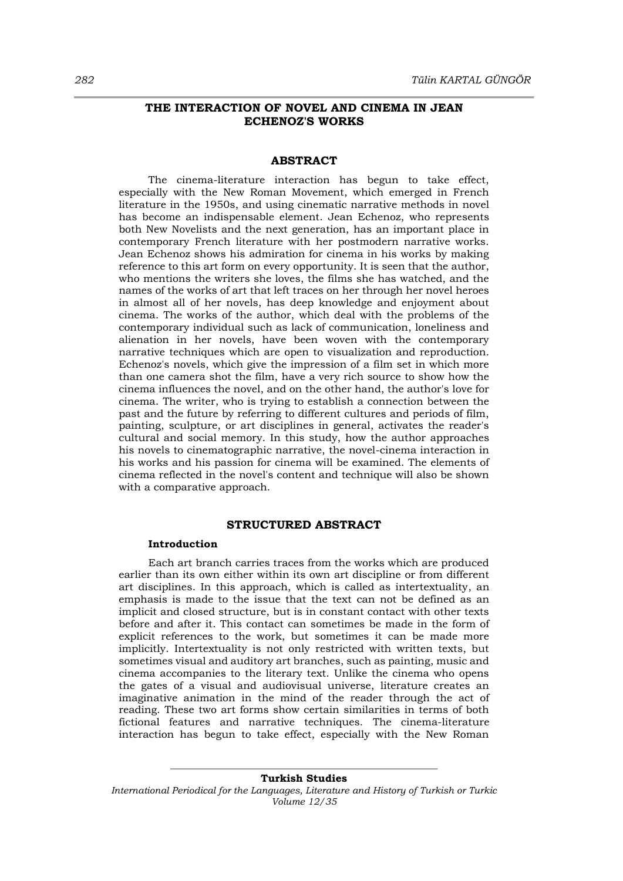# THE INTERACTION OF NOVEL AND CINEMA IN JEAN ECHENOZ'S WORKS

## ABSTRACT

The cinema-literature interaction has begun to take effect, especially with the New Roman Movement, which emerged in French literature in the 1950s, and using cinematic narrative methods in novel has become an indispensable element. Jean Echenoz, who represents both New Novelists and the next generation, has an important place in contemporary French literature with her postmodern narrative works. Jean Echenoz shows his admiration for cinema in his works by making reference to this art form on every opportunity. It is seen that the author, who mentions the writers she loves, the films she has watched, and the names of the works of art that left traces on her through her novel heroes in almost all of her novels, has deep knowledge and enjoyment about cinema. The works of the author, which deal with the problems of the contemporary individual such as lack of communication, loneliness and alienation in her novels, have been woven with the contemporary narrative techniques which are open to visualization and reproduction. Echenoz's novels, which give the impression of a film set in which more than one camera shot the film, have a very rich source to show how the cinema influences the novel, and on the other hand, the author's love for cinema. The writer, who is trying to establish a connection between the past and the future by referring to different cultures and periods of film, painting, sculpture, or art disciplines in general, activates the reader's cultural and social memory. In this study, how the author approaches his novels to cinematographic narrative, the novel-cinema interaction in his works and his passion for cinema will be examined. The elements of cinema reflected in the novel's content and technique will also be shown with a comparative approach.

## STRUCTURED ABSTRACT

### Introduction

Each art branch carries traces from the works which are produced earlier than its own either within its own art discipline or from different art disciplines. In this approach, which is called as intertextuality, an emphasis is made to the issue that the text can not be defined as an implicit and closed structure, but is in constant contact with other texts before and after it. This contact can sometimes be made in the form of explicit references to the work, but sometimes it can be made more implicitly. Intertextuality is not only restricted with written texts, but sometimes visual and auditory art branches, such as painting, music and cinema accompanies to the literary text. Unlike the cinema who opens the gates of a visual and audiovisual universe, literature creates an imaginative animation in the mind of the reader through the act of reading. These two art forms show certain similarities in terms of both fictional features and narrative techniques. The cinema-literature interaction has begun to take effect, especially with the New Roman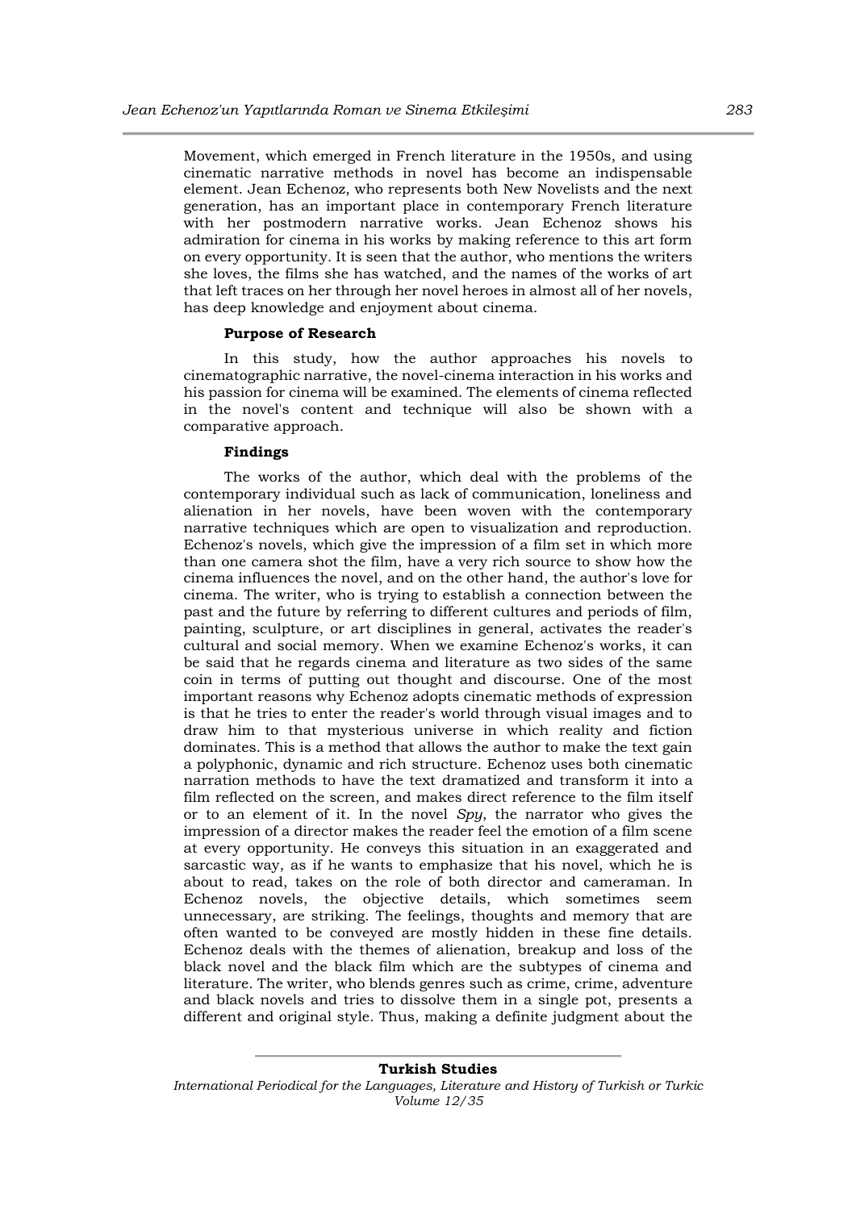Movement, which emerged in French literature in the 1950s, and using cinematic narrative methods in novel has become an indispensable element. Jean Echenoz, who represents both New Novelists and the next generation, has an important place in contemporary French literature with her postmodern narrative works. Jean Echenoz shows his admiration for cinema in his works by making reference to this art form on every opportunity. It is seen that the author, who mentions the writers she loves, the films she has watched, and the names of the works of art that left traces on her through her novel heroes in almost all of her novels, has deep knowledge and enjoyment about cinema.

**Purpose of Research**

In this study, how the author approaches his novels to cinematographic narrative, the novel-cinema interaction in his works and his passion for cinema will be examined. The elements of cinema reflected in the novel's content and technique will also be shown with a comparative approach.

**Findings**

The works of the author, which deal with the problems of the contemporary individual such as lack of communication, loneliness and alienation in her novels, have been woven with the contemporary narrative techniques which are open to visualization and reproduction. Echenoz's novels, which give the impression of a film set in which more than one camera shot the film, have a very rich source to show how the cinema influences the novel, and on the other hand, the author's love for cinema. The writer, who is trying to establish a connection between the past and the future by referring to different cultures and periods of film, painting, sculpture, or art disciplines in general, activates the reader's cultural and social memory. When we examine Echenoz's works, it can be said that he regards cinema and literature as two sides of the same coin in terms of putting out thought and discourse. One of the most important reasons why Echenoz adopts cinematic methods of expression is that he tries to enter the reader's world through visual images and to draw him to that mysterious universe in which reality and fiction dominates. This is a method that allows the author to make the text gain a polyphonic, dynamic and rich structure. Echenoz uses both cinematic narration methods to have the text dramatized and transform it into a film reflected on the screen, and makes direct reference to the film itself or to an element of it. In the novel *Spy*, the narrator who gives the impression of a director makes the reader feel the emotion of a film scene at every opportunity. He conveys this situation in an exaggerated and sarcastic way, as if he wants to emphasize that his novel, which he is about to read, takes on the role of both director and cameraman. In Echenoz novels, the objective details, which sometimes seem unnecessary, are striking. The feelings, thoughts and memory that are often wanted to be conveyed are mostly hidden in these fine details. Echenoz deals with the themes of alienation, breakup and loss of the black novel and the black film which are the subtypes of cinema and literature. The writer, who blends genres such as crime, crime, adventure and black novels and tries to dissolve them in a single pot, presents a different and original style. Thus, making a definite judgment about the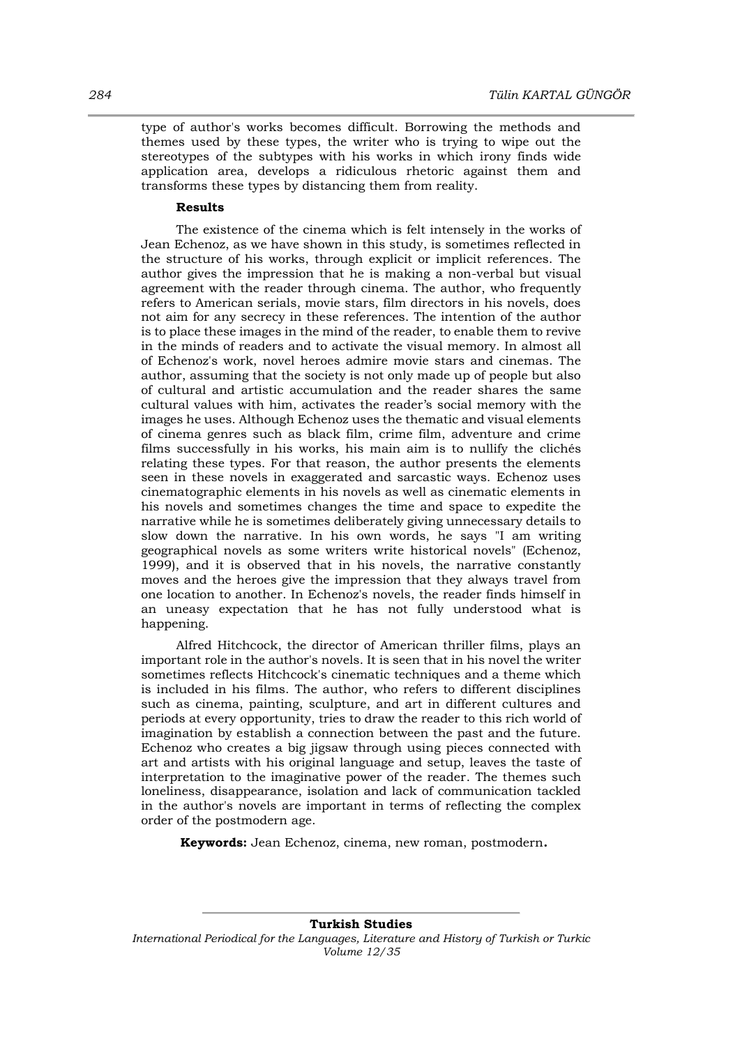type of author's works becomes difficult. Borrowing the methods and themes used by these types, the writer who is trying to wipe out the stereotypes of the subtypes with his works in which irony finds wide application area, develops a ridiculous rhetoric against them and transforms these types by distancing them from reality.

**Results**

The existence of the cinema which is felt intensely in the works of Jean Echenoz, as we have shown in this study, is sometimes reflected in the structure of his works, through explicit or implicit references. The author gives the impression that he is making a non-verbal but visual agreement with the reader through cinema. The author, who frequently refers to American serials, movie stars, film directors in his novels, does not aim for any secrecy in these references. The intention of the author is to place these images in the mind of the reader, to enable them to revive in the minds of readers and to activate the visual memory. In almost all of Echenoz's work, novel heroes admire movie stars and cinemas. The author, assuming that the society is not only made up of people but also of cultural and artistic accumulation and the reader shares the same cultural values with him, activates the reader's social memory with the images he uses. Although Echenoz uses the thematic and visual elements of cinema genres such as black film, crime film, adventure and crime films successfully in his works, his main aim is to nullify the clichés relating these types. For that reason, the author presents the elements seen in these novels in exaggerated and sarcastic ways. Echenoz uses cinematographic elements in his novels as well as cinematic elements in his novels and sometimes changes the time and space to expedite the narrative while he is sometimes deliberately giving unnecessary details to slow down the narrative. In his own words, he says "I am writing geographical novels as some writers write historical novels" (Echenoz, 1999), and it is observed that in his novels, the narrative constantly moves and the heroes give the impression that they always travel from one location to another. In Echenoz's novels, the reader finds himself in an uneasy expectation that he has not fully understood what is happening.

Alfred Hitchcock, the director of American thriller films, plays an important role in the author's novels. It is seen that in his novel the writer sometimes reflects Hitchcock's cinematic techniques and a theme which is included in his films. The author, who refers to different disciplines such as cinema, painting, sculpture, and art in different cultures and periods at every opportunity, tries to draw the reader to this rich world of imagination by establish a connection between the past and the future. Echenoz who creates a big jigsaw through using pieces connected with art and artists with his original language and setup, leaves the taste of interpretation to the imaginative power of the reader. The themes such loneliness, disappearance, isolation and lack of communication tackled in the author's novels are important in terms of reflecting the complex order of the postmodern age.

**Keywords:** Jean Echenoz, cinema, new roman, postmodern**.**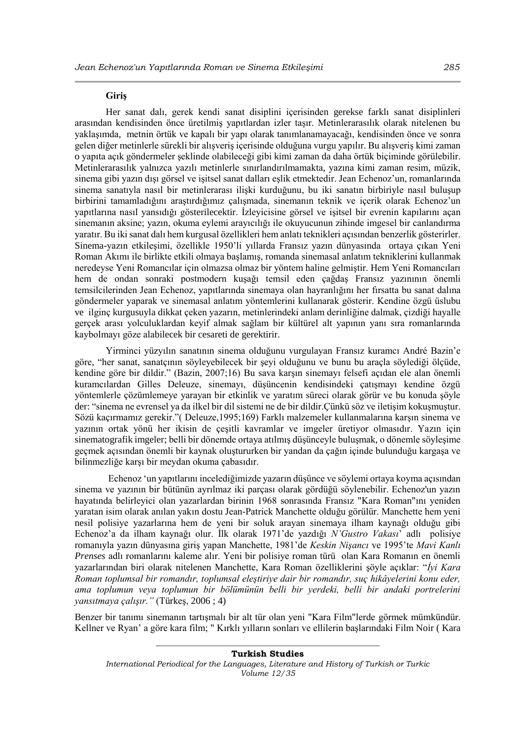## Giriş

Her sanat dalı, gerek kendi sanat disiplini içerisinden gerekse farklı sanat disiplinleri arasından kendisinden önce üretilmiş yapıtlardan izler taşır. Metinlerarasılık olarak nitelenen bu yaklaşımda, metnin örtük ve kapalı bir yapı olarak tanımlanamayacağı, kendisinden önce ve sonra gelen diğer metinlerle sürekli bir alışveriş içerisinde olduğuna vurgu yapılır. Bu alışveriş kimi zaman o yapıta açık göndermeler şeklinde olabileceği gibi kimi zaman da daha örtük biçiminde görülebilir. Metinlerarasılık yalnızca yazılı metinlerle sınırlandırılmamakta, yazına kimi zaman resim, müzik, sinema gibi yazın dışı görsel ve işitsel sanat dalları eşlik etmektedir. Jean Echenoz'un, romanlarında sinema sanatıyla nasıl bir metinlerarası ilişki kurduğunu, bu iki sanatın birbiriyle nasıl buluşup birbirini tamamladığını araştırdığımız çalışmada, sinemanın teknik ve içerik olarak Echenoz'un yapıtlarına nasıl yansıdığı gösterilecektir. İzleyicisine görsel ve işitsel bir evrenin kapılarını açan sinemanın aksine; yazın, okuma eylemi arayıcılığı ile okuyucunun zihinde imgesel bir canlandırma yaratır. Bu iki sanat dalı hem kurgusal özellikleri hem anlatı teknikleri açısından benzerlik gösterirler. Sinema-yazın etkileşimi, özellikle 1950'li yıllarda Fransız yazın dünyasında ortaya çıkan Yeni Roman Akımı ile birlikte etkili olmaya başlamış, romanda sinemasal anlatım tekniklerini kullanmak neredeyse Yeni Romancılar için olmazsa olmaz bir yöntem haline gelmiştir. Hem Yeni Romancıları hem de ondan sonraki postmodern kuşağı temsil eden çağdaş Fransız yazınının önemli temsilcilerinden Jean Echenoz, yapıtlarında sinemaya olan hayranlığını her fırsatta bu sanat dalına göndermeler yaparak ve sinemasal anlatım yöntemlerini kullanarak gösterir. Kendine özgü üslubu ve ilginç kurgusuyla dikkat çeken yazarın, metinlerindeki anlam derinliğine dalmak, çizdiği hayalle gerçek arası yolculuklardan keyif almak sağlam bir kültürel alt yapının yanı sıra romanlarında kaybolmayı göze alabilecek bir cesareti de gerektirir.

Yirminci yüzyılın sanatının sinema olduğunu vurgulayan Fransız kuramcı André Bazin'e göre, "her sanat, sanatçının söyleyebilecek bir şeyi olduğunu ve bunu bu araçla söylediği ölçüde, kendine göre bir dildir." (Bazin, 2007;16) Bu sava karşın sinemayı felsefi açıdan ele alan önemli kuramcılardan Gilles Deleuze, sinemayı, düşüncenin kendisindeki çatışmayı kendine özgü yöntemlerle çözümlemeye yarayan bir etkinlik ve yaratım süreci olarak görür ve bu konuda şöyle der: "sinema ne evrensel ya da ilkel bir dil sistemi ne de bir dildir.Çünkü söz ve iletişim kokuşmuştur. Sözü kaçırmamız gerekir."( Deleuze,1995;169) Farklı malzemeler kullanmalarına karşın sinema ve yazının ortak yönü her ikisin de çeşitli kavramlar ve imgeler üretiyor olmasıdır. Yazın için sinematografik imgeler; belli bir dönemde ortaya atılmış düşünceyle buluşmak, o dönemle söyleşime geçmek açısından önemli bir kaynak oluştururken bir yandan da çağın içinde bulunduğu kargaşa ve bilinmezliğe karşı bir meydan okuma çabasıdır.

Echenoz 'un yapıtlarını incelediğimizde yazarın düşünce ve söylemi ortaya koyma açısından sinema ve yazının bir bütünün ayrılmaz iki parçası olarak gördüğü söylenebilir. Echenoz'un yazın hayatında belirleyici olan yazarlardan birinin 1968 sonrasında Fransız "Kara Roman"ını yeniden yaratan isim olarak anılan yakın dostu Jean-Patrick Manchette olduğu görülür. Manchette hem yeni nesil polisiye yazarlarına hem de yeni bir soluk arayan sinemaya ilham kaynağı olduğu gibi Echenoz'a da ilham kaynağı olur. İlk olarak 1971'de yazdığı *N'Gustro Vakası*' adlı polisiye romanıyla yazın dünyasına giriş yapan Manchette, 1981'de *Keskin Nişancı* ve 1995'te *Mavi Kanlı Prenses* adlı romanlarını kaleme alır. Yeni bir polisiye roman türü olan Kara Romanın en önemli yazarlarından biri olarak nitelenen Manchette, Kara Roman özelliklerini şöyle açıklar: "*İyi Kara Roman toplumsal bir romandır, toplumsal eleştiriye dair bir romandır, suç hikâyelerini konu eder, ama toplumun veya toplumun bir bölümünün belli bir yerdeki, belli bir andaki portrelerini yansıtmaya çalışır."* (Türkeş, 2006 ; 4)

Benzer bir tanımı sinemanın tartışmalı bir alt tür olan yeni "Kara Film"lerde görmek mümkündür. Kellner ve Ryan' a göre kara film; " Kırklı yılların sonları ve ellilerin başlarındaki Film Noir ( Kara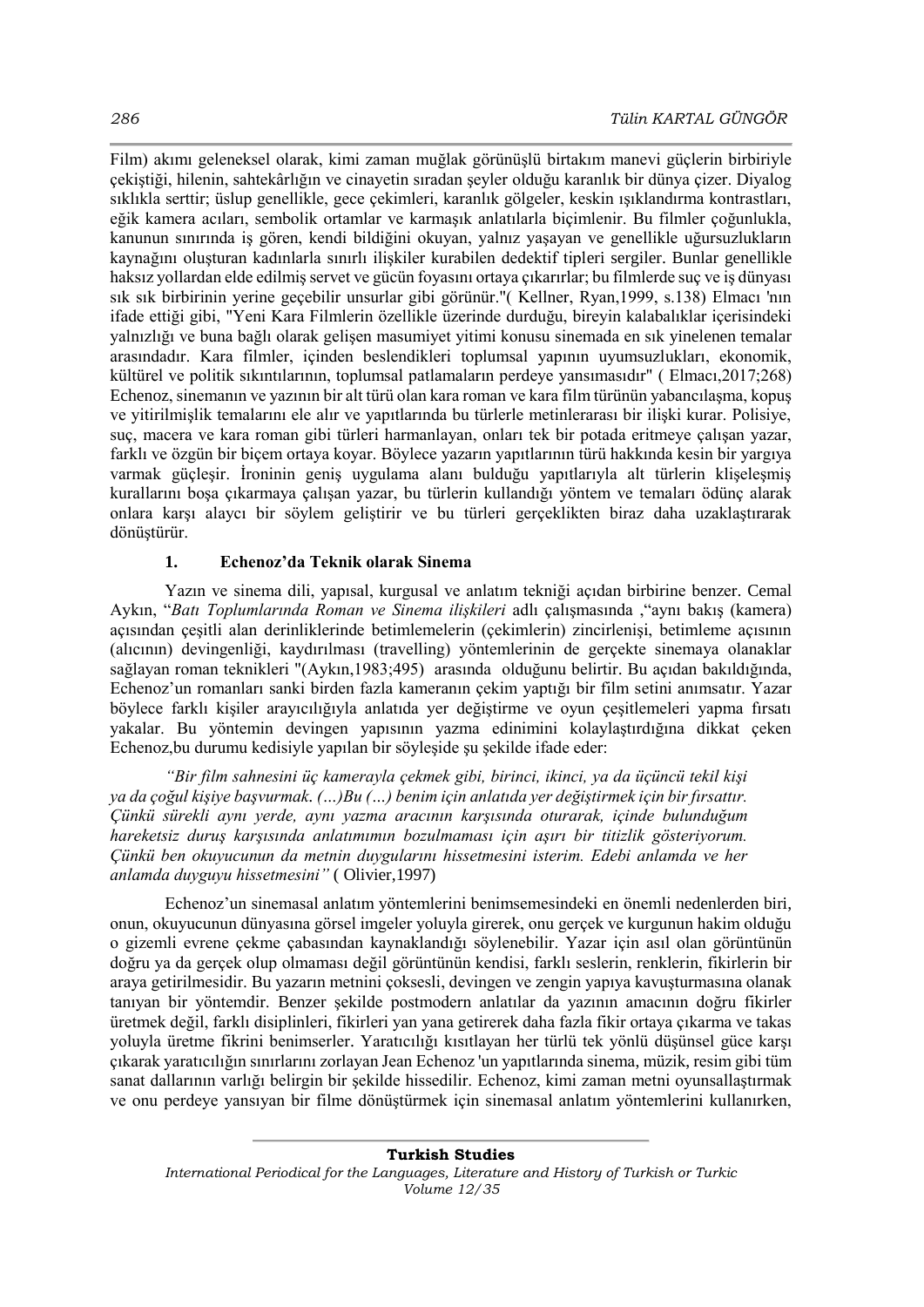Film) akımı geleneksel olarak, kimi zaman muğlak görünüşlü birtakım manevi güçlerin birbiriyle çekiştiği, hilenin, sahtekârlığın ve cinayetin sıradan şeyler olduğu karanlık bir dünya çizer. Diyalog sıklıkla serttir; üslup genellikle, gece çekimleri, karanlık gölgeler, keskin ışıklandırma kontrastları, eğik kamera açıları, sembolik ortamlar ve karmaşık anlatılarla biçimlenir. Bu filmler çoğunlukla, kanunun sınırında iş gören, kendi bildiğini okuyan, yalnız yaşayan ve genellikle uğursuzlukların kaynağını oluşturan kadınlarla sınırlı ilişkiler kurabilen dedektif tipleri sergiler. Bunlar genellikle haksız yollardan elde edilmiş servet ve gücün foyasını ortaya çıkarırlar; bu filmlerde suç ve iş dünyası sık sık birbirinin yerine geçebilir unsurlar gibi görünür."( Kellner, Ryan,1999, s.138) Elmacı 'nın ifade ettiği gibi, "Yeni Kara Filmlerin özellikle üzerinde durduğu, bireyin kalabalıklar içerisindeki yalnızlığı ve buna bağlı olarak gelişen masumiyet yitimi konusu sinemada en sık yinelenen temalar arasındadır. Kara filmler, içinden beslendikleri toplumsal yapının uyumsuzlukları, ekonomik, kültürel ve politik sıkıntılarının, toplumsal patlamaların perdeye yansımasıdır" ( Elmacı,2017;268) Echenoz, sinemanın ve yazının bir alt türü olan kara roman ve kara film türünün yabancılaşma, kopuş ve yitirilmişlik temalarını ele alır ve yapıtlarında bu türlerle metinlerarası bir ilişki kurar. Polisiye, suç, macera ve kara roman gibi türleri harmanlayan, onları tek bir potada eritmeye çalışan yazar, farklı ve özgün bir biçem ortaya koyar. Böylece yazarın yapıtlarının türü hakkında kesin bir yargıya varmak güçleşir. İroninin geniş uygulama alanı bulduğu yapıtlarıyla alt türlerin klişeleşmiş kurallarını boşa çıkarmaya çalışan yazar, bu türlerin kullandığı yöntem ve temaları ödünç alarak onlara karşı alaycı bir söylem geliştirir ve bu türleri gerçeklikten biraz daha uzaklaştırarak dönüştürür.

## 1. Echenoz'da Teknik olarak Sinema

Yazın ve sinema dili, yapısal, kurgusal ve anlatım tekniği açıdan birbirine benzer. Cemal Aykın, "*Batı Toplumlarında Roman ve Sinema ilişkileri* adlı çalışmasında ,"aynı bakış (kamera) açısından çeşitli alan derinliklerinde betimlemelerin (çekimlerin) zincirlenişi, betimleme açısının (alıcının) devingenliği, kaydırılması (travelling) yöntemlerinin de gerçekte sinemaya olanaklar sağlayan roman teknikleri "(Aykın,1983;495) arasında olduğunu belirtir. Bu açıdan bakıldığında, Echenoz'un romanları sanki birden fazla kameranın çekim yaptığı bir film setini anımsatır. Yazar böylece farklı kişiler arayıcılığıyla anlatıda yer değiştirme ve oyun çeşitlemeleri yapma fırsatı yakalar. Bu yöntemin devingen yapısının yazma edinimini kolaylaştırdığına dikkat çeken Echenoz,bu durumu kedisiyle yapılan bir söyleşide şu şekilde ifade eder:

> *"Bir film sahnesini üç kamerayla çekmek gibi, birinci, ikinci, ya da üçüncü tekil kişi ya da çoğul kişiye başvurmak. (…)Bu (…) benim için anlatıda yer değiştirmek için bir fırsattır. Çünkü sürekli aynı yerde, aynı yazma aracının karşısında oturarak, içinde bulunduğum hareketsiz duruş karşısında anlatımımın bozulmaması için aşırı bir titizlik gösteriyorum. Çünkü ben okuyucunun da metnin duygularını hissetmesini isterim. Edebi anlamda ve her anlamda duyguyu hissetmesini"* ( Olivier,1997)

Echenoz'un sinemasal anlatım yöntemlerini benimsemesindeki en önemli nedenlerden biri, onun, okuyucunun dünyasına görsel imgeler yoluyla girerek, onu gerçek ve kurgunun hakim olduğu o gizemli evrene çekme çabasından kaynaklandığı söylenebilir. Yazar için asıl olan görüntünün doğru ya da gerçek olup olmaması değil görüntünün kendisi, farklı seslerin, renklerin, fikirlerin bir araya getirilmesidir. Bu yazarın metnini çoksesli, devingen ve zengin yapıya kavuşturmasına olanak tanıyan bir yöntemdir. Benzer şekilde postmodern anlatılar da yazının amacının doğru fikirler üretmek değil, farklı disiplinleri, fikirleri yan yana getirerek daha fazla fikir ortaya çıkarma ve takas yoluyla üretme fikrini benimserler. Yaratıcılığı kısıtlayan her türlü tek yönlü düşünsel güce karşı çıkarak yaratıcılığın sınırlarını zorlayan Jean Echenoz 'un yapıtlarında sinema, müzik, resim gibi tüm sanat dallarının varlığı belirgin bir şekilde hissedilir. Echenoz, kimi zaman metni oyunsallaştırmak ve onu perdeye yansıyan bir filme dönüştürmek için sinemasal anlatım yöntemlerini kullanırken,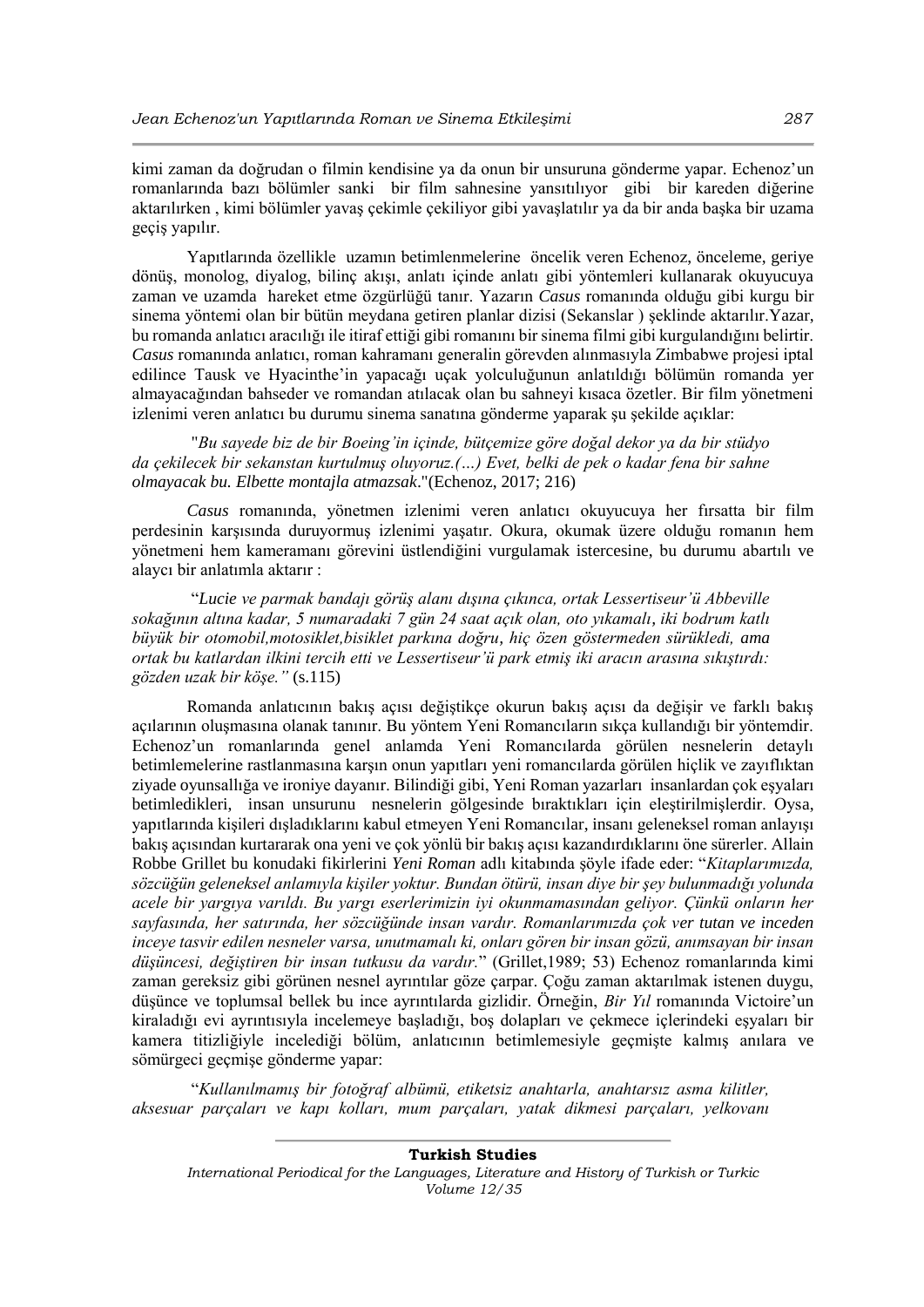kimi zaman da doğrudan o filmin kendisine ya da onun bir unsuruna gönderme yapar. Echenoz'un romanlarında bazı bölümler sanki bir film sahnesine yansıtılıyor gibi bir kareden diğerine aktarılırken , kimi bölümler yavaş çekimle çekiliyor gibi yavaşlatılır ya da bir anda başka bir uzama geçiş yapılır.

Yapıtlarında özellikle uzamın betimlenmelerine öncelik veren Echenoz, önceleme, geriye dönüş, monolog, diyalog, bilinç akışı, anlatı içinde anlatı gibi yöntemleri kullanarak okuyucuya zaman ve uzamda hareket etme özgürlüğü tanır. Yazarın *Casus* romanında olduğu gibi kurgu bir sinema yöntemi olan bir bütün meydana getiren planlar dizisi (Sekanslar ) şeklinde aktarılır.Yazar, bu romanda anlatıcı aracılığı ile itiraf ettiği gibi romanını bir sinema filmi gibi kurgulandığını belirtir. *Casus* romanında anlatıcı, roman kahramanı generalin görevden alınmasıyla Zimbabwe projesi iptal edilince Tausk ve Hyacinthe'in yapacağı uçak yolculuğunun anlatıldığı bölümün romanda yer almayacağından bahseder ve romandan atılacak olan bu sahneyi kısaca özetler. Bir film yönetmeni izlenimi veren anlatıcı bu durumu sinema sanatına gönderme yaparak şu şekilde açıklar:

> "*Bu sayede biz de bir Boeing'in içinde, bütçemize göre doğal dekor ya da bir stüdyo da çekilecek bir sekanstan kurtulmuş oluyoruz.(…) Evet, belki de pek o kadar fena bir sahne olmayacak bu. Elbette montajla atmazsak*."(Echenoz, 2017; 216)

*Casus* romanında, yönetmen izlenimi veren anlatıcı okuyucuya her fırsatta bir film perdesinin karşısında duruyormuş izlenimi yaşatır. Okura, okumak üzere olduğu romanın hem yönetmeni hem kameramanı görevini üstlendiğini vurgulamak istercesine, bu durumu abartılı ve alaycı bir anlatımla aktarır :

> "*Lucie ve parmak bandajı görüş alanı dışına çıkınca, ortak Lessertiseur'ü Abbeville sokağının altına kadar, 5 numaradaki 7 gün 24 saat açık olan, oto yıkamalı, iki bodrum katlı büyük bir otomobil,motosiklet,bisiklet parkına doğru, hiç özen göstermeden sürükledi, ama ortak bu katlardan ilkini tercih etti ve Lessertiseur'ü park etmiş iki aracın arasına sıkıştırdı: gözden uzak bir köşe."* (s.115)

Romanda anlatıcının bakış açısı değiştikçe okurun bakış açısı da değişir ve farklı bakış açılarının oluşmasına olanak tanınır. Bu yöntem Yeni Romancıların sıkça kullandığı bir yöntemdir. Echenoz'un romanlarında genel anlamda Yeni Romancılarda görülen nesnelerin detaylı betimlemelerine rastlanmasına karşın onun yapıtları yeni romancılarda görülen hiçlik ve zayıflıktan ziyade oyunsallığa ve ironiye dayanır. Bilindiği gibi, Yeni Roman yazarları insanlardan çok eşyaları betimledikleri, insan unsurunu nesnelerin gölgesinde bıraktıkları için eleştirilmişlerdir. Oysa, yapıtlarında kişileri dışladıklarını kabul etmeyen Yeni Romancılar, insanı geleneksel roman anlayışı bakış açısından kurtararak ona yeni ve çok yönlü bir bakış açısı kazandırdıklarını öne sürerler. Allain Robbe Grillet bu konudaki fikirlerini *Yeni Roman* adlı kitabında şöyle ifade eder: "*Kitaplarımızda, sözcüğün geleneksel anlamıyla kişiler yoktur. Bundan ötürü, insan diye bir şey bulunmadığı yolunda acele bir yargıya varıldı. Bu yargı eserlerimizin iyi okunmamasından geliyor. Çünkü onların her sayfasında, her satırında, her sözcüğünde insan vardır. Romanlarımızda çok ver tutan ve inceden inceye tasvir edilen nesneler varsa, unutmamalı ki, onları gören bir insan gözü, anımsayan bir insan düşüncesi, değiştiren bir insan tutkusu da vardır.*" (Grillet,1989; 53) Echenoz romanlarında kimi zaman gereksiz gibi görünen nesnel ayrıntılar göze çarpar. Çoğu zaman aktarılmak istenen duygu, düşünce ve toplumsal bellek bu ince ayrıntılarda gizlidir. Örneğin, *Bir Yıl* romanında Victoire'un kiraladığı evi ayrıntısıyla incelemeye başladığı, boş dolapları ve çekmece içlerindeki eşyaları bir kamera titizliğiyle incelediği bölüm, anlatıcının betimlemesiyle geçmişte kalmış anılara ve sömürgeci geçmişe gönderme yapar:

> "*Kullanılmamış bir fotoğraf albümü, etiketsiz anahtarla, anahtarsız asma kilitler, aksesuar parçaları ve kapı kolları, mum parçaları, yatak dikmesi parçaları, yelkovanı*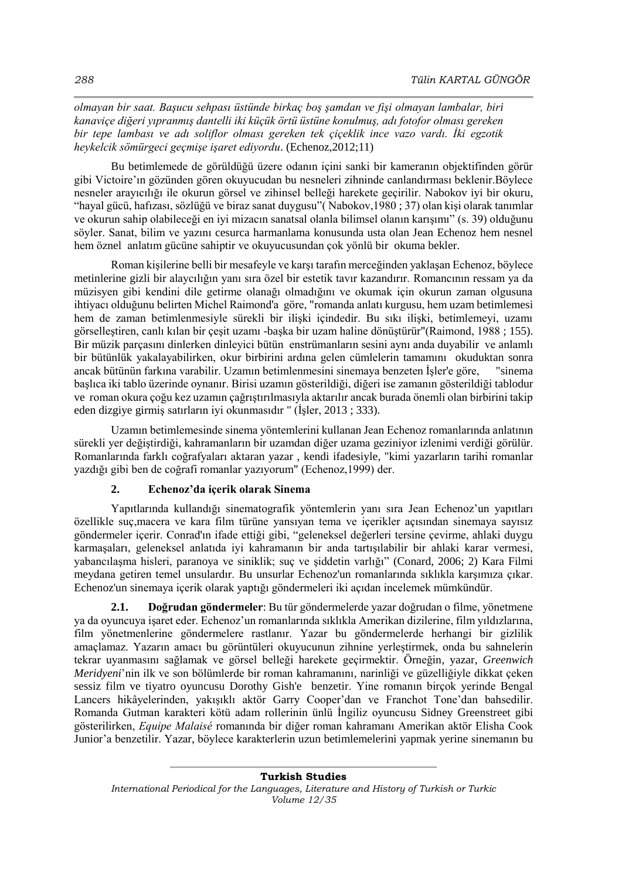*olmayan bir saat. Başucu sehpası üstünde birkaç boş şamdan ve fişi olmayan lambalar, biri kanaviçe diğeri yıpranmış dantelli iki küçük örtü üstüne konulmuş, adı fotofor olması gereken bir tepe lambası ve adı soliflor olması gereken tek çiçeklik ince vazo vardı. İki egzotik heykelcik sömürgeci geçmişe işaret ediyordu.* (Echenoz,2012;11)

Bu betimlemede de görüldüğü üzere odanın içini sanki bir kameranın objektifinden görür gibi Victoire'ın gözünden gören okuyucudan bu nesneleri zihninde canlandırması beklenir.Böylece nesneler arayıcılığı ile okurun görsel ve zihinsel belleği harekete geçirilir. Nabokov iyi bir okuru, "hayal gücü, hafızası, sözlüğü ve biraz sanat duygusu"( Nabokov,1980 ; 37) olan kişi olarak tanımlar ve okurun sahip olabileceği en iyi mizacın sanatsal olanla bilimsel olanın karışımı" (s. 39) olduğunu söyler. Sanat, bilim ve yazını cesurca harmanlama konusunda usta olan Jean Echenoz hem nesnel hem öznel anlatım gücüne sahiptir ve okuyucusundan çok yönlü bir okuma bekler.

Roman kişilerine belli bir mesafeyle ve karşı tarafın merceğinden yaklaşan Echenoz, böylece metinlerine gizli bir alaycılığın yanı sıra özel bir estetik tavır kazandırır. Romancının ressam ya da müzisyen gibi kendini dile getirme olanağı olmadığını ve okumak için okurun zaman olgusuna ihtiyacı olduğunu belirten Michel Raimond'a göre, "romanda anlatı kurgusu, hem uzam betimlemesi hem de zaman betimlenmesiyle sürekli bir ilişki içindedir. Bu sıkı ilişki, betimlemeyi, uzamı görselleştiren, canlı kılan bir çeşit uzamı -başka bir uzam haline dönüştürür"(Raimond, 1988 ; 155). Bir müzik parçasını dinlerken dinleyici bütün enstrümanların sesini aynı anda duyabilir ve anlamlı bir bütünlük yakalayabilirken, okur birbirini ardına gelen cümlelerin tamamını okuduktan sonra ancak bütünün farkına varabilir. Uzamın betimlenmesini sinemaya benzeten İşler'e göre, "sinema başlıca iki tablo üzerinde oynanır. Birisi uzamın gösterildiği, diğeri ise zamanın gösterildiği tablodur ve roman okura çoğu kez uzamın çağrıştırılmasıyla aktarılır ancak burada önemli olan birbirini takip eden dizgiye girmiş satırların iyi okunmasıdır " (İşler, 2013 ; 333).

Uzamın betimlemesinde sinema yöntemlerini kullanan Jean Echenoz romanlarında anlatının sürekli yer değiştirdiği, kahramanların bir uzamdan diğer uzama geziniyor izlenimi verdiği görülür. Romanlarında farklı coğrafyaları aktaran yazar , kendi ifadesiyle, "kimi yazarların tarihi romanlar yazdığı gibi ben de coğrafi romanlar yazıyorum" (Echenoz,1999) der.

## 2. Echenoz'da içerik olarak Sinema

Yapıtlarında kullandığı sinematografik yöntemlerin yanı sıra Jean Echenoz'un yapıtları özellikle suç,macera ve kara film türüne yansıyan tema ve içerikler açısından sinemaya sayısız göndermeler içerir. Conrad'ın ifade ettiği gibi, "geleneksel değerleri tersine çevirme, ahlaki duygu karmaşaları, geleneksel anlatıda iyi kahramanın bir anda tartışılabilir bir ahlaki karar vermesi, yabancılaşma hisleri, paranoya ve siniklik; suç ve şiddetin varlığı" (Conard, 2006; 2) Kara Filmi meydana getiren temel unsurlardır. Bu unsurlar Echenoz'un romanlarında sıklıkla karşımıza çıkar. Echenoz'un sinemaya içerik olarak yaptığı göndermeleri iki açıdan incelemek mümkündür.

**2.1. Doğrudan göndermeler**: Bu tür göndermelerde yazar doğrudan o filme, yönetmene ya da oyuncuya işaret eder. Echenoz'un romanlarında sıklıkla Amerikan dizilerine, film yıldızlarına, film yönetmenlerine göndermelere rastlanır. Yazar bu göndermelerde herhangi bir gizlilik amaçlamaz. Yazarın amacı bu görüntüleri okuyucunun zihnine yerleştirmek, onda bu sahnelerin tekrar uyanmasını sağlamak ve görsel belleği harekete geçirmektir. Örneğin, yazar, *Greenwich Meridyeni*'nin ilk ve son bölümlerde bir roman kahramanını, narinliği ve güzelliğiyle dikkat çeken sessiz film ve tiyatro oyuncusu Dorothy Gish'e benzetir. Yine romanın birçok yerinde Bengal Lancers hikâyelerinden, yakışıklı aktör Garry Cooper'dan ve Franchot Tone'dan bahsedilir. Romanda Gutman karakteri kötü adam rollerinin ünlü İngiliz oyuncusu Sidney Greenstreet gibi gösterilirken, *Equipe Malaisé* romanında bir diğer roman kahramanı Amerikan aktör Elisha Cook Junior'a benzetilir. Yazar, böylece karakterlerin uzun betimlemelerini yapmak yerine sinemanın bu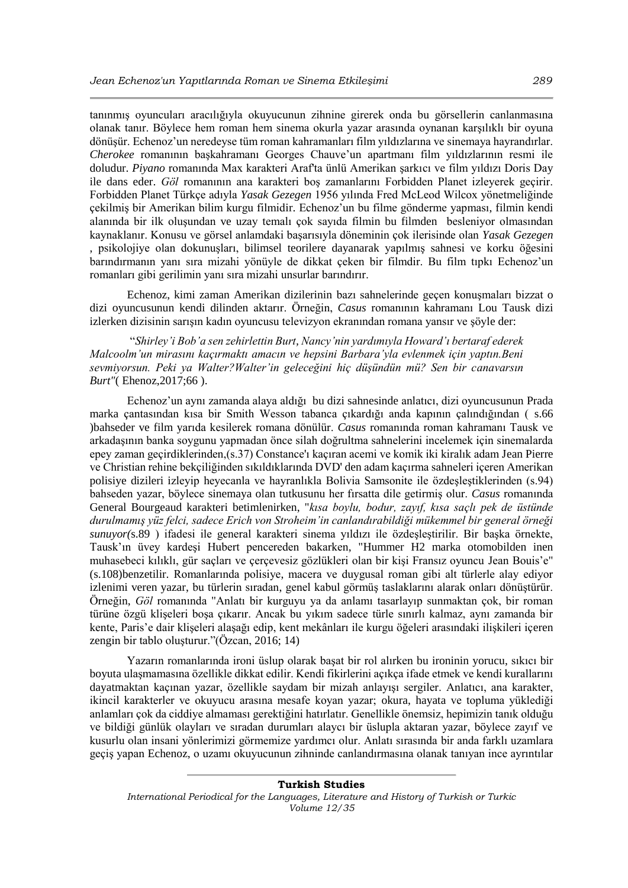tanınmış oyuncuları aracılığıyla okuyucunun zihnine girerek onda bu görsellerin canlanmasına olanak tanır. Böylece hem roman hem sinema okurla yazar arasında oynanan karşılıklı bir oyuna dönüşür. Echenoz'un neredeyse tüm roman kahramanları film yıldızlarına ve sinemaya hayrandırlar. *Cherokee* romanının başkahramanı Georges Chauve'un apartmanı film yıldızlarının resmi ile doludur. *Piyano* romanında Max karakteri Araf'ta ünlü Amerikan şarkıcı ve film yıldızı Doris Day ile dans eder. *Göl* romanının ana karakteri boş zamanlarını Forbidden Planet izleyerek geçirir. Forbidden Planet Türkçe adıyla *Yasak Gezegen* 1956 yılında Fred McLeod Wilcox yönetmeliğinde çekilmiş bir Amerikan bilim kurgu filmidir. Echenoz'un bu filme gönderme yapması, filmin kendi alanında bir ilk oluşundan ve uzay temalı çok sayıda filmin bu filmden besleniyor olmasından kaynaklanır. Konusu ve görsel anlamdaki başarısıyla döneminin çok ilerisinde olan *Yasak Gezegen* , psikolojiye olan dokunuşları, bilimsel teorilere dayanarak yapılmış sahnesi ve korku öğesini barındırmanın yanı sıra mizahi yönüyle de dikkat çeken bir filmdir. Bu film tıpkı Echenoz'un romanları gibi gerilimin yanı sıra mizahi unsurlar barındırır.

Echenoz, kimi zaman Amerikan dizilerinin bazı sahnelerinde geçen konuşmaları bizzat o dizi oyuncusunun kendi dilinden aktarır. Örneğin, *Casus* romanının kahramanı Lou Tausk dizi izlerken dizisinin sarışın kadın oyuncusu televizyon ekranından romana yansır ve şöyle der:

"*Shirley'i Bob'a sen zehirlettin Burt, Nancy'nin yardımıyla Howard'ı bertaraf ederek Malcoolm'un mirasını kaçırmaktı amacın ve hepsini Barbara'yla evlenmek için yaptın.Beni sevmiyorsun. Peki ya Walter?Walter'in geleceğini hiç düşündün mü? Sen bir canavarsın Burt"*( Ehenoz,2017;66 ).

Echenoz'un aynı zamanda alaya aldığı bu dizi sahnesinde anlatıcı, dizi oyuncusunun Prada marka çantasından kısa bir Smith Wesson tabanca çıkardığı anda kapının çalındığından ( s.66 )bahseder ve film yarıda kesilerek romana dönülür. *Casus* romanında roman kahramanı Tausk ve arkadaşının banka soygunu yapmadan önce silah doğrultma sahnelerini incelemek için sinemalarda epey zaman geçirdiklerinden,(s.37) Constance'ı kaçıran acemi ve komik iki kiralık adam Jean Pierre ve Christian rehine bekçiliğinden sıkıldıklarında DVD' den adam kaçırma sahneleri içeren Amerikan polisiye dizileri izleyip heyecanla ve hayranlıkla Bolivia Samsonite ile özdeşleştiklerinden (s.94) bahseden yazar, böylece sinemaya olan tutkusunu her fırsatta dile getirmiş olur. *Casus* romanında General Bourgeaud karakteri betimlenirken, "*kısa boylu, bodur, zayıf, kısa saçlı pek de üstünde durulmamış yüz felci, sadece Erich von Stroheim'in canlandırabildiği mükemmel bir general örneği sunuyor(*s.89 ) ifadesi ile general karakteri sinema yıldızı ile özdeşleştirilir. Bir başka örnekte, Tausk'ın üvey kardeşi Hubert pencereden bakarken, "Hummer H2 marka otomobilden inen muhasebeci kılıklı, gür saçları ve çerçevesiz gözlükleri olan bir kişi Fransız oyuncu Jean Bouis'e" (s.108)benzetilir. Romanlarında polisiye, macera ve duygusal roman gibi alt türlerle alay ediyor izlenimi veren yazar, bu türlerin sıradan, genel kabul görmüş taslaklarını alarak onları dönüştürür. Örneğin, *Göl* romanında "Anlatı bir kurguyu ya da anlamı tasarlayıp sunmaktan çok, bir roman türüne özgü klişeleri boşa çıkarır. Ancak bu yıkım sadece türle sınırlı kalmaz, aynı zamanda bir kente, Paris'e dair klişeleri alaşağı edip, kent mekânları ile kurgu öğeleri arasındaki ilişkileri içeren zengin bir tablo oluşturur."(Özcan, 2016; 14)

Yazarın romanlarında ironi üslup olarak başat bir rol alırken bu ironinin yorucu, sıkıcı bir boyuta ulaşmamasına özellikle dikkat edilir. Kendi fikirlerini açıkça ifade etmek ve kendi kurallarını dayatmaktan kaçınan yazar, özellikle saydam bir mizah anlayışı sergiler. Anlatıcı, ana karakter, ikincil karakterler ve okuyucu arasına mesafe koyan yazar; okura, hayata ve topluma yüklediği anlamları çok da ciddiye almaması gerektiğini hatırlatır. Genellikle önemsiz, hepimizin tanık olduğu ve bildiği günlük olayları ve sıradan durumları alaycı bir üslupla aktaran yazar, böylece zayıf ve kusurlu olan insani yönlerimizi görmemize yardımcı olur. Anlatı sırasında bir anda farklı uzamlara geçiş yapan Echenoz, o uzamı okuyucunun zihninde canlandırmasına olanak tanıyan ince ayrıntılar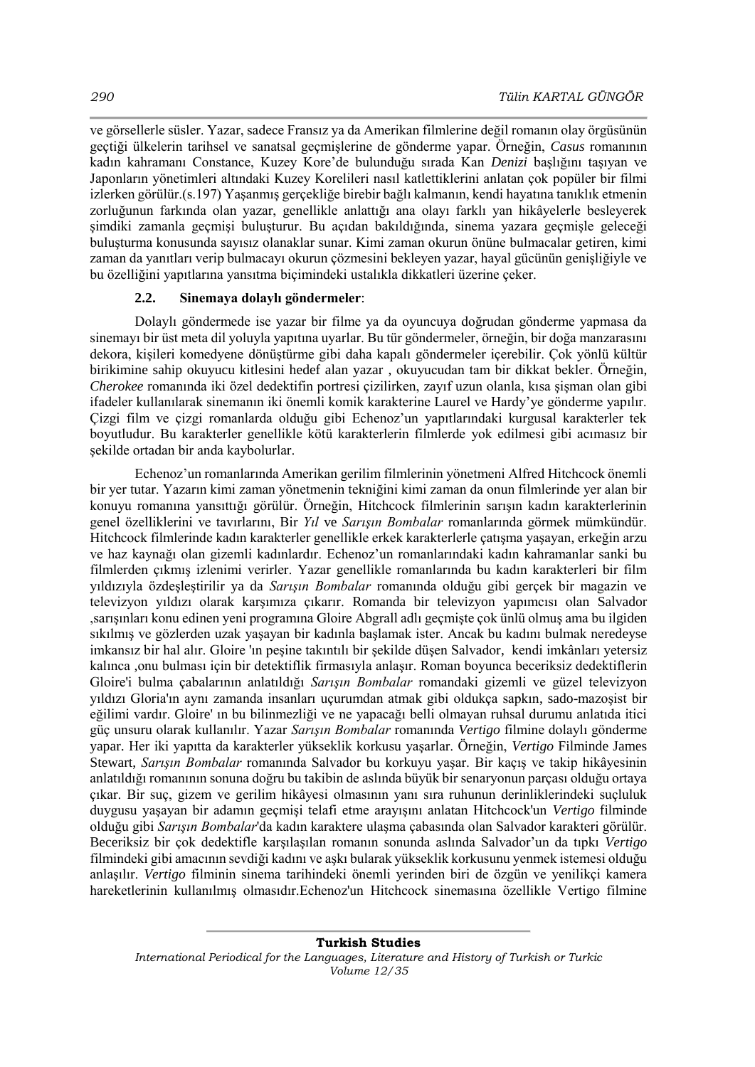ve görsellerle süsler. Yazar, sadece Fransız ya da Amerikan filmlerine değil romanın olay örgüsünün geçtiği ülkelerin tarihsel ve sanatsal geçmişlerine de gönderme yapar. Örneğin, *Casus* romanının kadın kahramanı Constance, Kuzey Kore'de bulunduğu sırada Kan *Denizi* başlığını taşıyan ve Japonların yönetimleri altındaki Kuzey Korelileri nasıl katlettiklerini anlatan çok popüler bir filmi izlerken görülür.(s.197) Yaşanmış gerçekliğe birebir bağlı kalmanın, kendi hayatına tanıklık etmenin zorluğunun farkında olan yazar, genellikle anlattığı ana olayı farklı yan hikâyelerle besleyerek şimdiki zamanla geçmişi buluşturur. Bu açıdan bakıldığında, sinema yazara geçmişle geleceği buluşturma konusunda sayısız olanaklar sunar. Kimi zaman okurun önüne bulmacalar getiren, kimi zaman da yanıtları verip bulmacayı okurun çözmesini bekleyen yazar, hayal gücünün genişliğiyle ve bu özelliğini yapıtlarına yansıtma biçimindeki ustalıkla dikkatleri üzerine çeker.

### 2.2. Sinemaya dolaylı göndermeler:

Dolaylı göndermede ise yazar bir filme ya da oyuncuya doğrudan gönderme yapmasa da sinemayı bir üst meta dil yoluyla yapıtına uyarlar. Bu tür göndermeler, örneğin, bir doğa manzarasını dekora, kişileri komedyene dönüştürme gibi daha kapalı göndermeler içerebilir. Çok yönlü kültür birikimine sahip okuyucu kitlesini hedef alan yazar , okuyucudan tam bir dikkat bekler. Örneğin, *Cherokee* romanında iki özel dedektifin portresi çizilirken, zayıf uzun olanla, kısa şişman olan gibi ifadeler kullanılarak sinemanın iki önemli komik karakterine Laurel ve Hardy'ye gönderme yapılır. Çizgi film ve çizgi romanlarda olduğu gibi Echenoz'un yapıtlarındaki kurgusal karakterler tek boyutludur. Bu karakterler genellikle kötü karakterlerin filmlerde yok edilmesi gibi acımasız bir şekilde ortadan bir anda kaybolurlar.

Echenoz'un romanlarında Amerikan gerilim filmlerinin yönetmeni Alfred Hitchcock önemli bir yer tutar. Yazarın kimi zaman yönetmenin tekniğini kimi zaman da onun filmlerinde yer alan bir konuyu romanına yansıttığı görülür. Örneğin, Hitchcock filmlerinin sarışın kadın karakterlerinin genel özelliklerini ve tavırlarını, Bir *Yıl* ve *Sarışın Bombalar* romanlarında görmek mümkündür. Hitchcock filmlerinde kadın karakterler genellikle erkek karakterlerle çatışma yaşayan, erkeğin arzu ve haz kaynağı olan gizemli kadınlardır. Echenoz'un romanlarındaki kadın kahramanlar sanki bu filmlerden çıkmış izlenimi verirler. Yazar genellikle romanlarında bu kadın karakterleri bir film yıldızıyla özdeşleştirilir ya da *Sarışın Bombalar* romanında olduğu gibi gerçek bir magazin ve televizyon yıldızı olarak karşımıza çıkarır. Romanda bir televizyon yapımcısı olan Salvador ,sarışınları konu edinen yeni programına Gloire Abgrall adlı geçmişte çok ünlü olmuş ama bu ilgiden sıkılmış ve gözlerden uzak yaşayan bir kadınla başlamak ister. Ancak bu kadını bulmak neredeyse imkansız bir hal alır. Gloire 'ın peşine takıntılı bir şekilde düşen Salvador, kendi imkânları yetersiz kalınca ,onu bulması için bir detektiflik firmasıyla anlaşır. Roman boyunca beceriksiz dedektiflerin Gloire'i bulma çabalarının anlatıldığı *Sarışın Bombalar* romandaki gizemli ve güzel televizyon yıldızı Gloria'ın aynı zamanda insanları uçurumdan atmak gibi oldukça sapkın, sado-mazoşist bir eğilimi vardır. Gloire' ın bu bilinmezliği ve ne yapacağı belli olmayan ruhsal durumu anlatıda itici güç unsuru olarak kullanılır. Yazar *Sarışın Bombalar* romanında *Vertigo* filmine dolaylı gönderme yapar. Her iki yapıtta da karakterler yükseklik korkusu yaşarlar. Örneğin, *Vertigo* Filminde James Stewart, *Sarışın Bombalar* romanında Salvador bu korkuyu yaşar. Bir kaçış ve takip hikâyesinin anlatıldığı romanının sonuna doğru bu takibin de aslında büyük bir senaryonun parçası olduğu ortaya çıkar. Bir suç, gizem ve gerilim hikâyesi olmasının yanı sıra ruhunun derinliklerindeki suçluluk duygusu yaşayan bir adamın geçmişi telafi etme arayışını anlatan Hitchcock'un *Vertigo* filminde olduğu gibi *Sarışın Bombalar*'da kadın karaktere ulaşma çabasında olan Salvador karakteri görülür. Beceriksiz bir çok dedektifle karşılaşılan romanın sonunda aslında Salvador'un da tıpkı *Vertigo* filmindeki gibi amacının sevdiği kadını ve aşkı bularak yükseklik korkusunu yenmek istemesi olduğu anlaşılır. *Vertigo* filminin sinema tarihindeki önemli yerinden biri de özgün ve yenilikçi kamera hareketlerinin kullanılmış olmasıdır.Echenoz'un Hitchcock sinemasına özellikle Vertigo filmine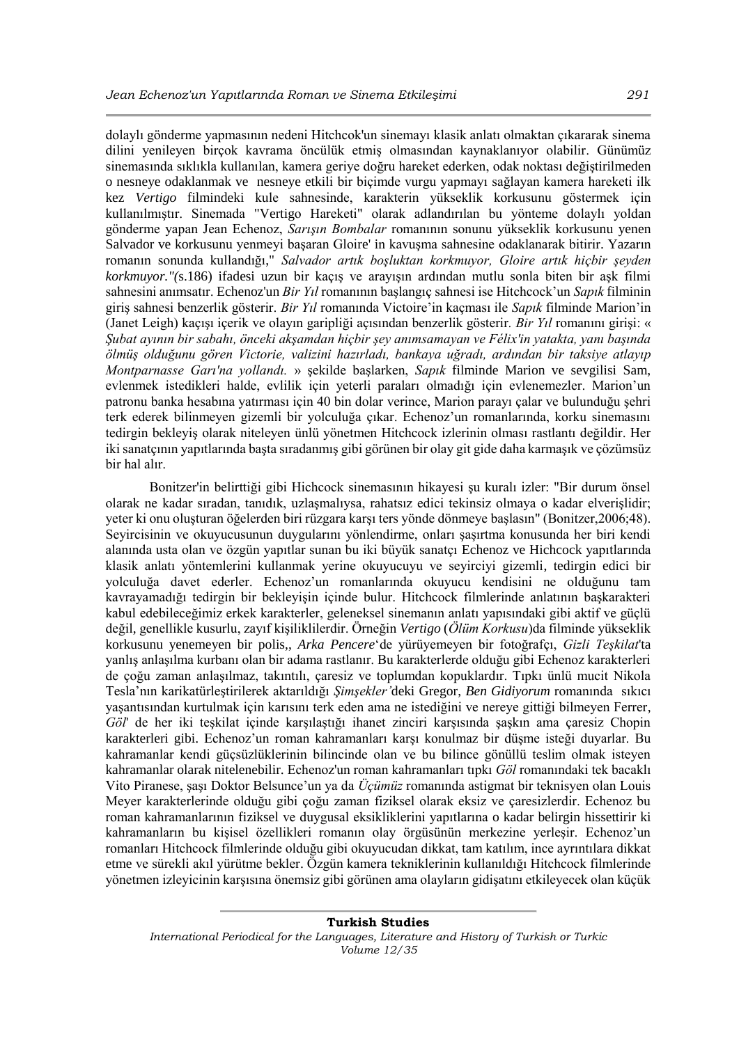dolaylı gönderme yapmasının nedeni Hitchcok'un sinemayı klasik anlatı olmaktan çıkararak sinema dilini yenileyen birçok kavrama öncülük etmiş olmasından kaynaklanıyor olabilir. Günümüz sinemasında sıklıkla kullanılan, kamera geriye doğru hareket ederken, odak noktası değiştirilmeden o nesneye odaklanmak ve nesneye etkili bir biçimde vurgu yapmayı sağlayan kamera hareketi ilk kez *Vertigo* filmindeki kule sahnesinde, karakterin yükseklik korkusunu göstermek için kullanılmıştır. Sinemada "Vertigo Hareketi" olarak adlandırılan bu yönteme dolaylı yoldan gönderme yapan Jean Echenoz, *Sarışın Bombalar* romanının sonunu yükseklik korkusunu yenen Salvador ve korkusunu yenmeyi başaran Gloire' in kavuşma sahnesine odaklanarak bitirir. Yazarın romanın sonunda kullandığı," *Salvador artık boşluktan korkmuyor, Gloire artık hiçbir şeyden korkmuyor."*(s.186) ifadesi uzun bir kaçış ve arayışın ardından mutlu sonla biten bir aşk filmi sahnesini anımsatır. Echenoz'un *Bir Yıl* romanının başlangıç sahnesi ise Hitchcock'un *Sapık* filminin giriş sahnesi benzerlik gösterir. *Bir Yıl* romanında Victoire'in kaçması ile *Sapık* filminde Marion'in (Janet Leigh) kaçışı içerik ve olayın garipliği açısından benzerlik gösterir. *Bir Yıl* romanını girişi: « *Şubat ayının bir sabahı, önceki akşamdan hiçbir şey anımsamayan ve Félix'in yatakta, yanı başında ölmüş olduğunu gören Victorie, valizini hazırladı, bankaya uğradı, ardından bir taksiye atlayıp Montparnasse Garı'na yollandı.* » şekilde başlarken, *Sapık* filminde Marion ve sevgilisi Sam, evlenmek istedikleri halde, evlilik için yeterli paraları olmadığı için evlenemezler. Marion'un patronu banka hesabına yatırması için 40 bin dolar verince, Marion parayı çalar ve bulunduğu şehri terk ederek bilinmeyen gizemli bir yolculuğa çıkar. Echenoz'un romanlarında, korku sinemasını tedirgin bekleyiş olarak niteleyen ünlü yönetmen Hitchcock izlerinin olması rastlantı değildir. Her iki sanatçının yapıtlarında başta sıradanmış gibi görünen bir olay git gide daha karmaşık ve çözümsüz bir hal alır.

Bonitzer'in belirttiği gibi Hichcock sinemasının hikayesi şu kuralı izler: "Bir durum önsel olarak ne kadar sıradan, tanıdık, uzlaşmalıysa, rahatsız edici tekinsiz olmaya o kadar elverişlidir; yeter ki onu oluşturan öğelerden biri rüzgara karşı ters yönde dönmeye başlasın" (Bonitzer,2006;48). Seyircisinin ve okuyucusunun duygularını yönlendirme, onları şaşırtma konusunda her biri kendi alanında usta olan ve özgün yapıtlar sunan bu iki büyük sanatçı Echenoz ve Hichcock yapıtlarında klasik anlatı yöntemlerini kullanmak yerine okuyucuyu ve seyirciyi gizemli, tedirgin edici bir yolculuğa davet ederler. Echenoz'un romanlarında okuyucu kendisini ne olduğunu tam kavrayamadığı tedirgin bir bekleyişin içinde bulur. Hitchcock filmlerinde anlatının başkarakteri kabul edebileceğimiz erkek karakterler, geleneksel sinemanın anlatı yapısındaki gibi aktif ve güçlü değil, genellikle kusurlu, zayıf kişiliklilerdir. Örneğin *Vertigo* (*Ölüm Korkusu*)da filminde yükseklik korkusunu yenemeyen bir polis,, *Arka Pencere*'de yürüyemeyen bir fotoğrafçı, *Gizli Teşkilat*'ta yanlış anlaşılma kurbanı olan bir adama rastlanır. Bu karakterlerde olduğu gibi Echenoz karakterleri de çoğu zaman anlaşılmaz, takıntılı, çaresiz ve toplumdan kopuklardır. Tıpkı ünlü mucit Nikola Tesla'nın karikatürleştirilerek aktarıldığı *Şimşekler'*deki Gregor, *Ben Gidiyorum* romanında sıkıcı yaşantısından kurtulmak için karısını terk eden ama ne istediğini ve nereye gittiği bilmeyen Ferrer, *Göl*' de her iki teşkilat içinde karşılaştığı ihanet zinciri karşısında şaşkın ama çaresiz Chopin karakterleri gibi. Echenoz'un roman kahramanları karşı konulmaz bir düşme isteği duyarlar. Bu kahramanlar kendi güçsüzlüklerinin bilincinde olan ve bu bilince gönüllü teslim olmak isteyen kahramanlar olarak nitelenebilir. Echenoz'un roman kahramanları tıpkı *Göl* romanındaki tek bacaklı Vito Piranese, şaşı Doktor Belsunce'un ya da *Üçümüz* romanında astigmat bir teknisyen olan Louis Meyer karakterlerinde olduğu gibi çoğu zaman fiziksel olarak eksiz ve çaresizlerdir. Echenoz bu roman kahramanlarının fiziksel ve duygusal eksikliklerini yapıtlarına o kadar belirgin hissettirir ki kahramanların bu kişisel özellikleri romanın olay örgüsünün merkezine yerleşir. Echenoz'un romanları Hitchcock filmlerinde olduğu gibi okuyucudan dikkat, tam katılım, ince ayrıntılara dikkat etme ve sürekli akıl yürütme bekler. Özgün kamera tekniklerinin kullanıldığı Hitchcock filmlerinde yönetmen izleyicinin karşısına önemsiz gibi görünen ama olayların gidişatını etkileyecek olan küçük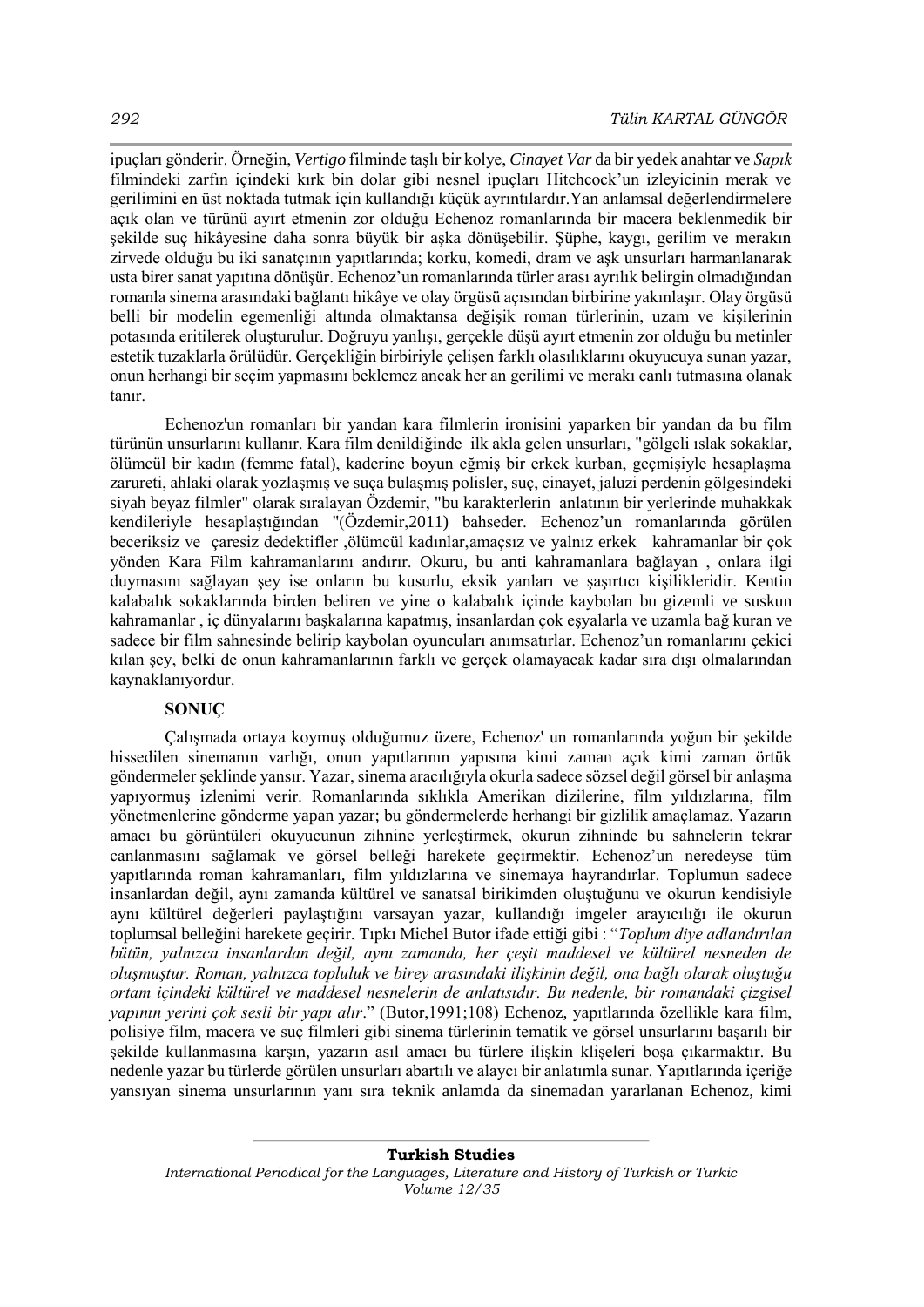ipuçları gönderir. Örneğin, *Vertigo* filminde taşlı bir kolye, *Cinayet Var* da bir yedek anahtar ve *Sapık* filmindeki zarfın içindeki kırk bin dolar gibi nesnel ipuçları Hitchcock'un izleyicinin merak ve gerilimini en üst noktada tutmak için kullandığı küçük ayrıntılardır.Yan anlamsal değerlendirmelere açık olan ve türünü ayırt etmenin zor olduğu Echenoz romanlarında bir macera beklenmedik bir şekilde suç hikâyesine daha sonra büyük bir aşka dönüşebilir. Şüphe, kaygı, gerilim ve merakın zirvede olduğu bu iki sanatçının yapıtlarında; korku, komedi, dram ve aşk unsurları harmanlanarak usta birer sanat yapıtına dönüşür. Echenoz'un romanlarında türler arası ayrılık belirgin olmadığından romanla sinema arasındaki bağlantı hikâye ve olay örgüsü açısından birbirine yakınlaşır. Olay örgüsü belli bir modelin egemenliği altında olmaktansa değişik roman türlerinin, uzam ve kişilerinin potasında eritilerek oluşturulur. Doğruyu yanlışı, gerçekle düşü ayırt etmenin zor olduğu bu metinler estetik tuzaklarla örülüdür. Gerçekliğin birbiriyle çelişen farklı olasılıklarını okuyucuya sunan yazar, onun herhangi bir seçim yapmasını beklemez ancak her an gerilimi ve merakı canlı tutmasına olanak tanır.

Echenoz'un romanları bir yandan kara filmlerin ironisini yaparken bir yandan da bu film türünün unsurlarını kullanır. Kara film denildiğinde ilk akla gelen unsurları, "gölgeli ıslak sokaklar, ölümcül bir kadın (femme fatal), kaderine boyun eğmiş bir erkek kurban, geçmişiyle hesaplaşma zarureti, ahlaki olarak yozlaşmış ve suça bulaşmış polisler, suç, cinayet, jaluzi perdenin gölgesindeki siyah beyaz filmler" olarak sıralayan Özdemir, "bu karakterlerin anlatının bir yerlerinde muhakkak kendileriyle hesaplaştığından "(Özdemir,2011) bahseder. Echenoz'un romanlarında görülen beceriksiz ve çaresiz dedektifler ,ölümcül kadınlar,amaçsız ve yalnız erkek kahramanlar bir çok yönden Kara Film kahramanlarını andırır. Okuru, bu anti kahramanlara bağlayan , onlara ilgi duymasını sağlayan şey ise onların bu kusurlu, eksik yanları ve şaşırtıcı kişilikleridir. Kentin kalabalık sokaklarında birden beliren ve yine o kalabalık içinde kaybolan bu gizemli ve suskun kahramanlar , iç dünyalarını başkalarına kapatmış, insanlardan çok eşyalarla ve uzamla bağ kuran ve sadece bir film sahnesinde belirip kaybolan oyuncuları anımsatırlar. Echenoz'un romanlarını çekici kılan şey, belki de onun kahramanlarının farklı ve gerçek olamayacak kadar sıra dışı olmalarından kaynaklanıyordur.

## SONUÇ

Çalışmada ortaya koymuş olduğumuz üzere, Echenoz' un romanlarında yoğun bir şekilde hissedilen sinemanın varlığı, onun yapıtlarının yapısına kimi zaman açık kimi zaman örtük göndermeler şeklinde yansır. Yazar, sinema aracılığıyla okurla sadece sözsel değil görsel bir anlaşma yapıyormuş izlenimi verir. Romanlarında sıklıkla Amerikan dizilerine, film yıldızlarına, film yönetmenlerine gönderme yapan yazar; bu göndermelerde herhangi bir gizlilik amaçlamaz. Yazarın amacı bu görüntüleri okuyucunun zihnine yerleştirmek, okurun zihninde bu sahnelerin tekrar canlanmasını sağlamak ve görsel belleği harekete geçirmektir. Echenoz'un neredeyse tüm yapıtlarında roman kahramanları, film yıldızlarına ve sinemaya hayrandırlar. Toplumun sadece insanlardan değil, aynı zamanda kültürel ve sanatsal birikimden oluştuğunu ve okurun kendisiyle aynı kültürel değerleri paylaştığını varsayan yazar, kullandığı imgeler arayıcılığı ile okurun toplumsal belleğini harekete geçirir. Tıpkı Michel Butor ifade ettiği gibi : "*Toplum diye adlandırılan bütün, yalnızca insanlardan değil, aynı zamanda, her çeşit maddesel ve kültürel nesneden de oluşmuştur. Roman, yalnızca topluluk ve birey arasındaki ilişkinin değil, ona bağlı olarak oluştuğu ortam içindeki kültürel ve maddesel nesnelerin de anlatısıdır. Bu nedenle, bir romandaki çizgisel yapının yerini çok sesli bir yapı alır*." (Butor,1991;108) Echenoz, yapıtlarında özellikle kara film, polisiye film, macera ve suç filmleri gibi sinema türlerinin tematik ve görsel unsurlarını başarılı bir şekilde kullanmasına karşın, yazarın asıl amacı bu türlere ilişkin klişeleri boşa çıkarmaktır. Bu nedenle yazar bu türlerde görülen unsurları abartılı ve alaycı bir anlatımla sunar. Yapıtlarında içeriğe yansıyan sinema unsurlarının yanı sıra teknik anlamda da sinemadan yararlanan Echenoz, kimi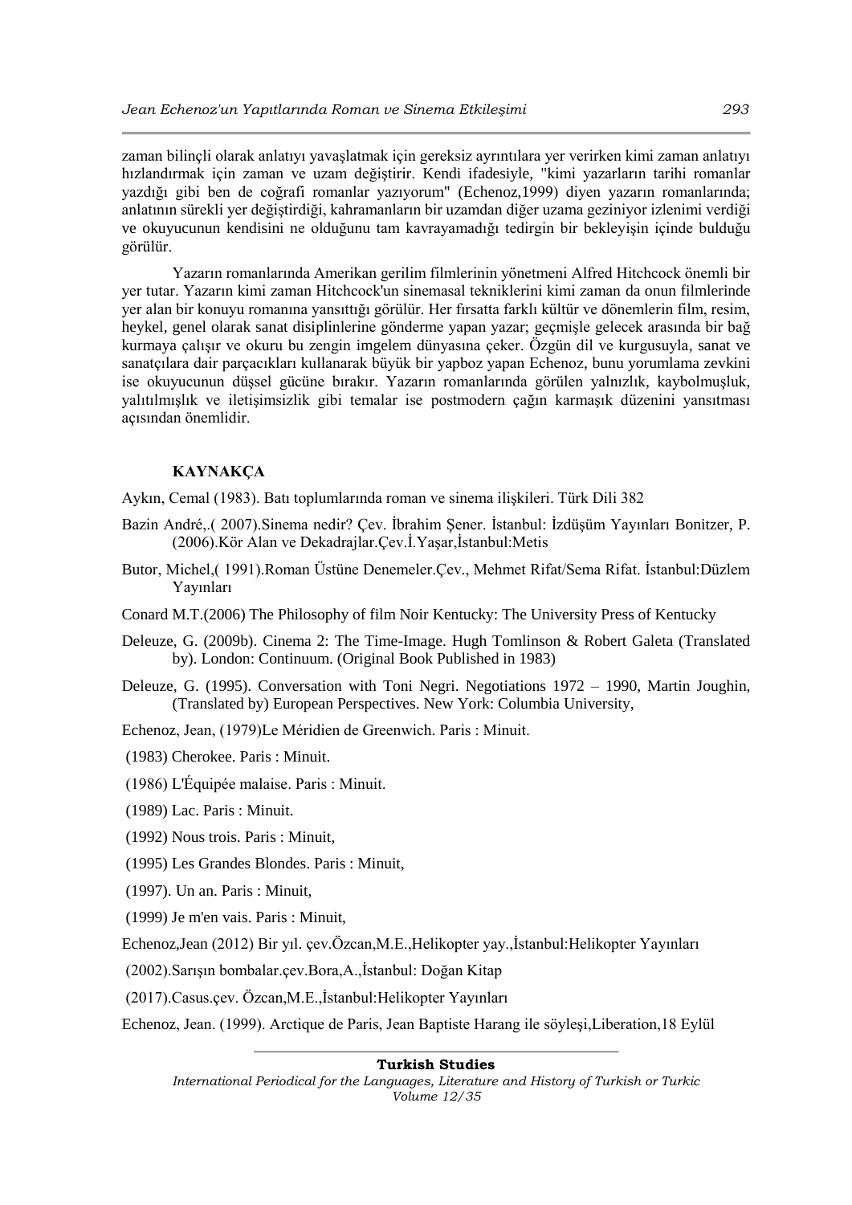zaman bilinçli olarak anlatıyı yavaşlatmak için gereksiz ayrıntılara yer verirken kimi zaman anlatıyı hızlandırmak için zaman ve uzam değiştirir. Kendi ifadesiyle, "kimi yazarların tarihi romanlar yazdığı gibi ben de coğrafi romanlar yazıyorum" (Echenoz,1999) diyen yazarın romanlarında; anlatının sürekli yer değiştirdiği, kahramanların bir uzamdan diğer uzama geziniyor izlenimi verdiği ve okuyucunun kendisini ne olduğunu tam kavrayamadığı tedirgin bir bekleyişin içinde bulduğu görülür.

Yazarın romanlarında Amerikan gerilim filmlerinin yönetmeni Alfred Hitchcock önemli bir yer tutar. Yazarın kimi zaman Hitchcock'un sinemasal tekniklerini kimi zaman da onun filmlerinde yer alan bir konuyu romanına yansıttığı görülür. Her fırsatta farklı kültür ve dönemlerin film, resim, heykel, genel olarak sanat disiplinlerine gönderme yapan yazar; geçmişle gelecek arasında bir bağ kurmaya çalışır ve okuru bu zengin imgelem dünyasına çeker. Özgün dil ve kurgusuyla, sanat ve sanatçılara dair parçacıkları kullanarak büyük bir yapboz yapan Echenoz, bunu yorumlama zevkini ise okuyucunun düşsel gücüne bırakır. Yazarın romanlarında görülen yalnızlık, kaybolmuşluk, yalıtılmışlık ve iletişimsizlik gibi temalar ise postmodern çağın karmaşık düzenini yansıtması açısından önemlidir.

## KAYNAKÇA

Aykın, Cemal (1983). Batı toplumlarında roman ve sinema ilişkileri. Türk Dili 382

Bazin André,.( 2007).Sinema nedir? Çev. İbrahim Şener. İstanbul: İzdüşüm Yayınları Bonitzer, P. (2006).Kör Alan ve Dekadrajlar.Çev.İ.Yaşar,İstanbul:Metis

Butor, Michel,( 1991).Roman Üstüne Denemeler.Çev., Mehmet Rifat/Sema Rifat. İstanbul:Düzlem Yayınları

Conard M.T.(2006) The Philosophy of film Noir Kentucky: The University Press of Kentucky

Deleuze, G. (2009b). Cinema 2: The Time-Image. Hugh Tomlinson & Robert Galeta (Translated by). London: Continuum. (Original Book Published in 1983)

Deleuze, G. (1995). Conversation with Toni Negri. Negotiations 1972 – 1990, Martin Joughin, (Translated by) European Perspectives. New York: Columbia University,

Echenoz, Jean, (1979)Le Méridien de Greenwich. Paris : Minuit.

(1983) Cherokee. Paris : Minuit.

(1986) L'Équipée malaise. Paris : Minuit.

(1989) Lac. Paris : Minuit.

(1992) Nous trois. Paris : Minuit,

(1995) Les Grandes Blondes. Paris : Minuit,

(1997). Un an. Paris : Minuit,

(1999) Je m'en vais. Paris : Minuit,

Echenoz,Jean (2012) Bir yıl. çev.Özcan,M.E.,Helikopter yay.,İstanbul:Helikopter Yayınları

(2002).Sarışın bombalar.çev.Bora,A.,İstanbul: Doğan Kitap

(2017).Casus.çev. Özcan,M.E.,İstanbul:Helikopter Yayınları

Echenoz, Jean. (1999). Arctique de Paris, Jean Baptiste Harang ile söyleşi,Liberation,18 Eylül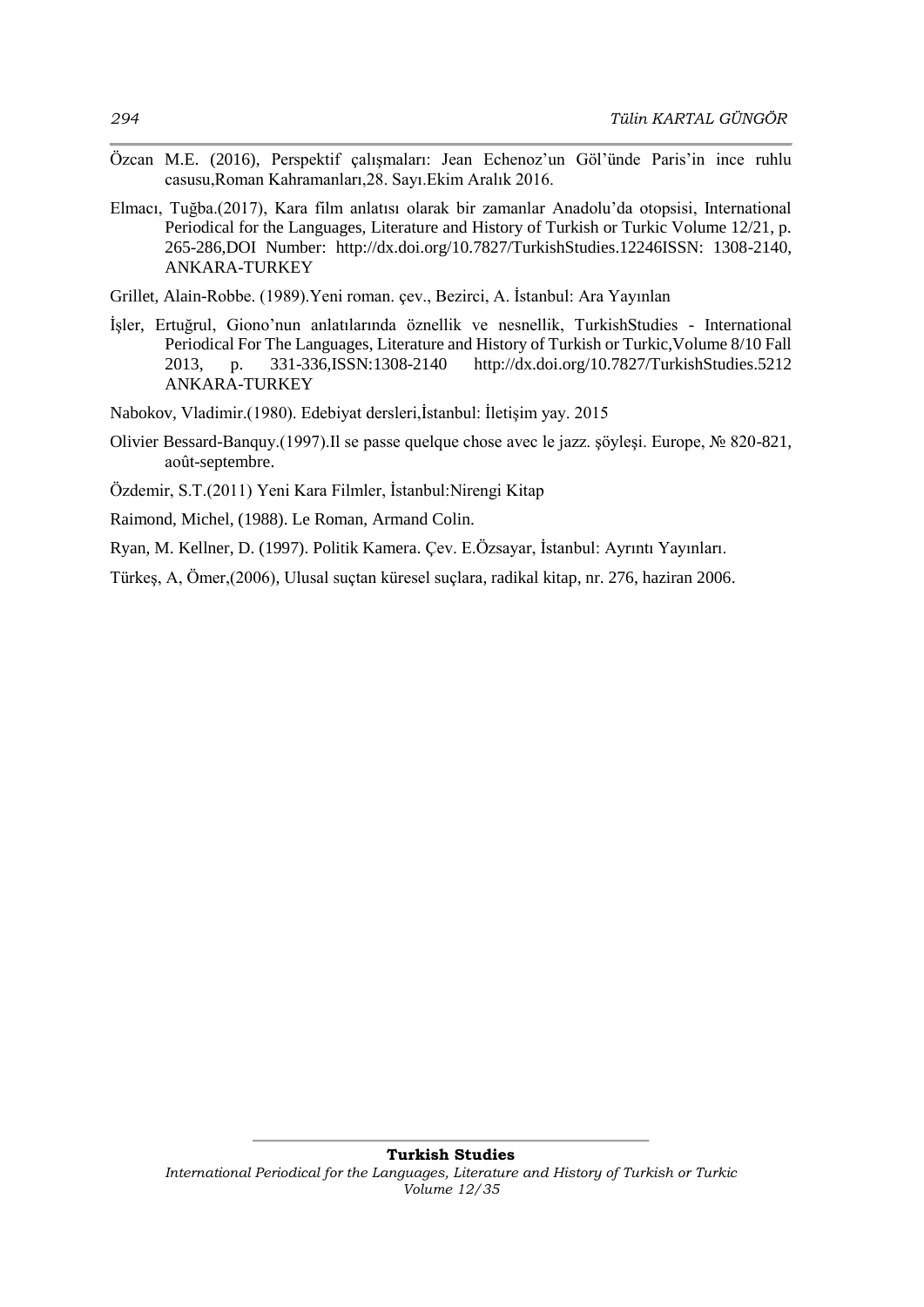Özcan M.E. (2016), Perspektif çalışmaları: Jean Echenoz'un Göl'ünde Paris'in ince ruhlu casusu,Roman Kahramanları,28. Sayı.Ekim Aralık 2016.

Elmacı, Tuğba.(2017), Kara film anlatısı olarak bir zamanlar Anadolu'da otopsisi, International Periodical for the Languages, Literature and History of Turkish or Turkic Volume 12/21, p. 265-286,DOI Number: http://dx.doi.org/10.7827/TurkishStudies.12246ISSN: 1308-2140, ANKARA-TURKEY

Grillet, Alain-Robbe. (1989).Yeni roman. çev., Bezirci, A. İstanbul: Ara Yayınlan

İşler, Ertuğrul, Giono'nun anlatılarında öznellik ve nesnellik, TurkishStudies - International Periodical For The Languages, Literature and History of Turkish or Turkic,Volume 8/10 Fall 2013, p. 331-336,ISSN:1308-2140 http://dx.doi.org/10.7827/TurkishStudies.5212 ANKARA-TURKEY

Nabokov, Vladimir.(1980). Edebiyat dersleri,İstanbul: İletişim yay. 2015

Olivier Bessard-Banquy.(1997).Il se passe quelque chose avec le jazz. şöyleşi. Europe, № 820-821, août-septembre.

Özdemir, S.T.(2011) Yeni Kara Filmler, İstanbul:Nirengi Kitap

Raimond, Michel, (1988). Le Roman, Armand Colin.

Ryan, M. Kellner, D. (1997). Politik Kamera. Çev. E.Özsayar, İstanbul: Ayrıntı Yayınları.

Türkeş, A, Ömer,(2006), Ulusal suçtan küresel suçlara, radikal kitap, nr. 276, haziran 2006.